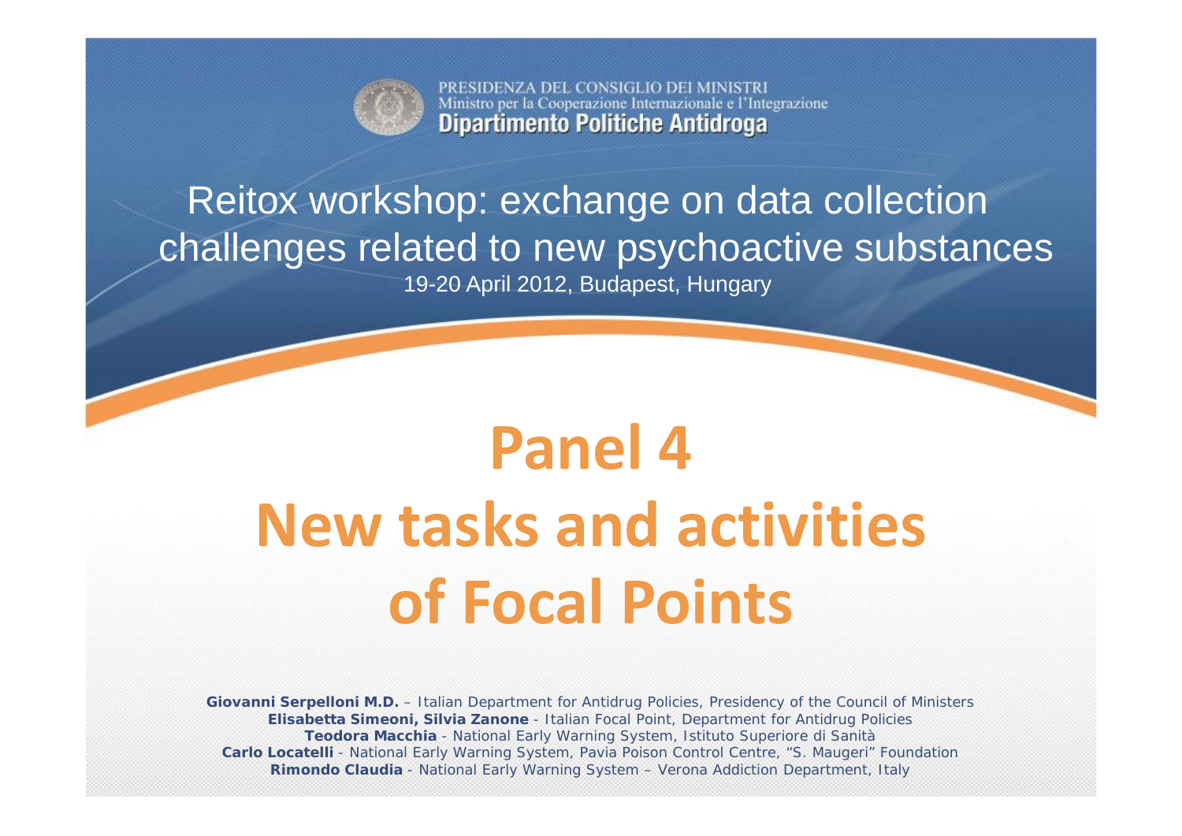PRESIDENZA DEL CONSIGLIO DEI MINISTRI
Ministro per la Cooperazione Internazionale e l'Integrazione
**Dipartimento Politiche Antidroga**

Reitox workshop: exchange on data collection challenges related to new psychoactive substances

19-20 April 2012, Budapest, Hungary

# Panel 4
# New tasks and activities of Focal Points

**Giovanni Serpelloni M.D.** – Italian Department for Antidrug Policies, Presidency of the Council of Ministers
**Elisabetta Simeoni, Silvia Zanone** - Italian Focal Point, Department for Antidrug Policies
**Teodora Macchia** - National Early Warning System, Istituto Superiore di Sanità
**Carlo Locatelli** - National Early Warning System, Pavia Poison Control Centre, "S. Maugeri" Foundation
**Rimondo Claudia** - National Early Warning System – Verona Addiction Department, Italy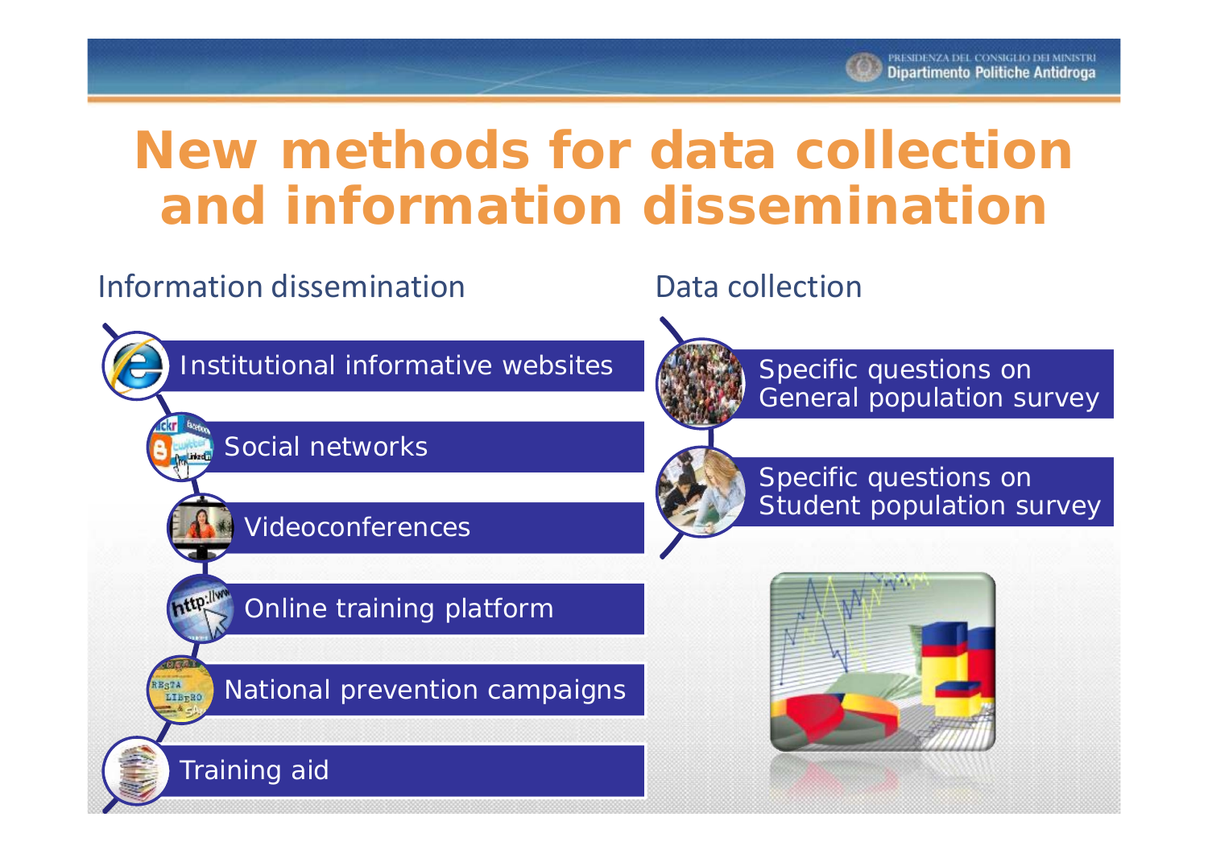# New methods for data collection and information dissemination

## Information dissemination

- Institutional informative websites
- Social networks
- Videoconferences
- Online training platform
- National prevention campaigns
- Training aid

## Data collection

- Specific questions on General population survey
- Specific questions on Student population survey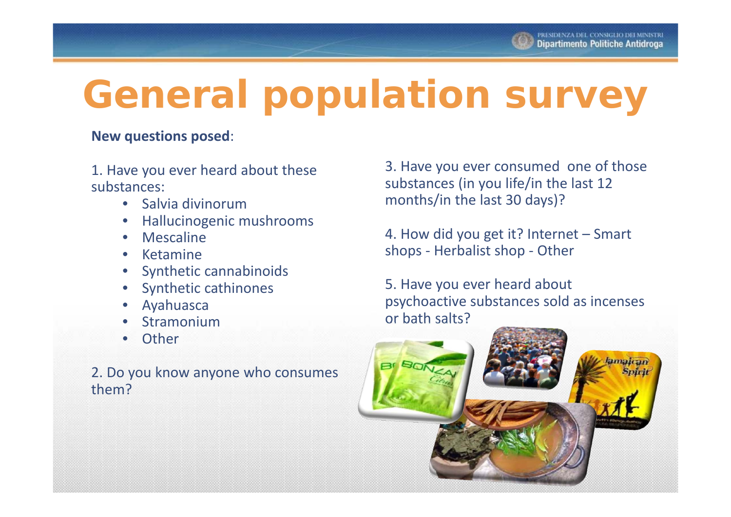# General population survey

**New questions posed**:

1. Have you ever heard about these substances:
   - Salvia divinorum
   - Hallucinogenic mushrooms
   - Mescaline
   - Ketamine
   - Synthetic cannabinoids
   - Synthetic cathinones
   - Ayahuasca
   - Stramonium
   - Other

2. Do you know anyone who consumes them?

3. Have you ever consumed one of those substances (in you life/in the last 12 months/in the last 30 days)?

4. How did you get it? Internet – Smart shops - Herbalist shop - Other

5. Have you ever heard about psychoactive substances sold as incenses or bath salts?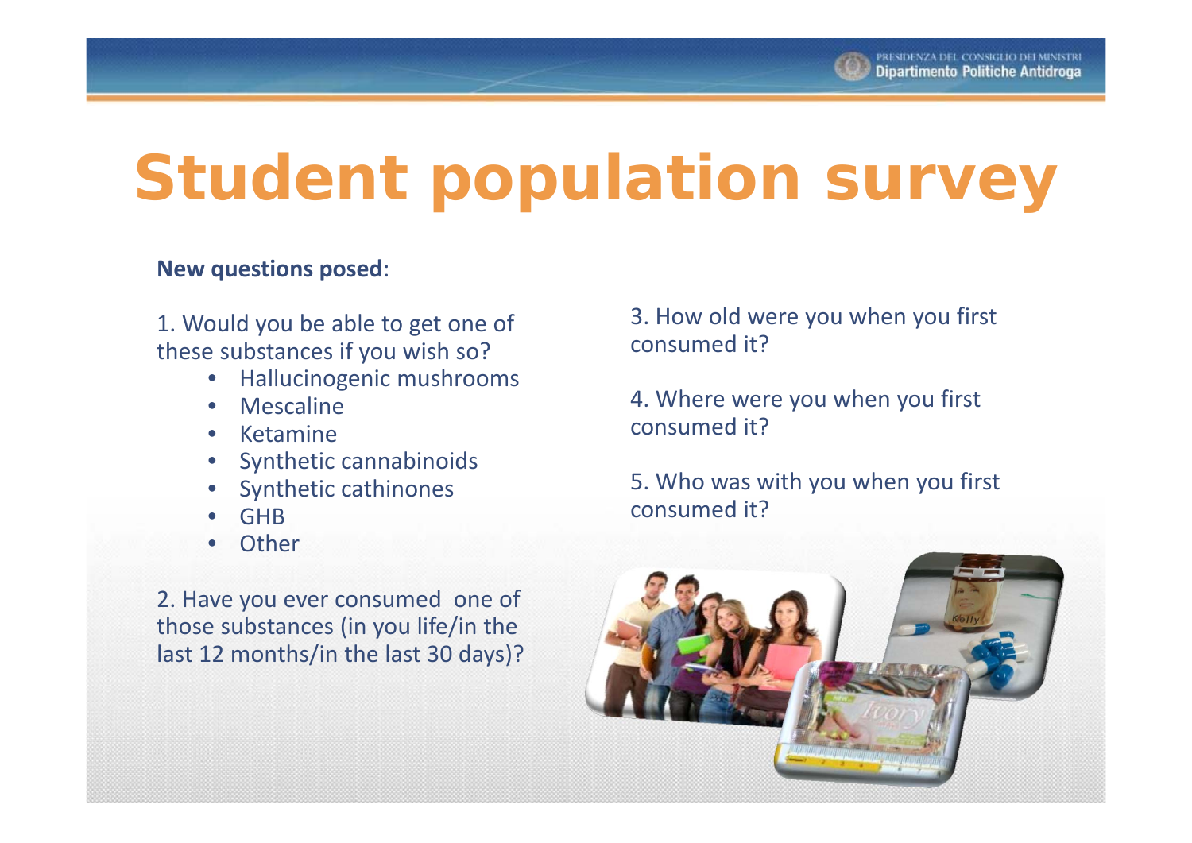# Student population survey

**New questions posed**:

1. Would you be able to get one of these substances if you wish so?
    - Hallucinogenic mushrooms
    - Mescaline
    - Ketamine
    - Synthetic cannabinoids
    - Synthetic cathinones
    - GHB
    - Other

2. Have you ever consumed one of those substances (in you life/in the last 12 months/in the last 30 days)?

3. How old were you when you first consumed it?

4. Where were you when you first consumed it?

5. Who was with you when you first consumed it?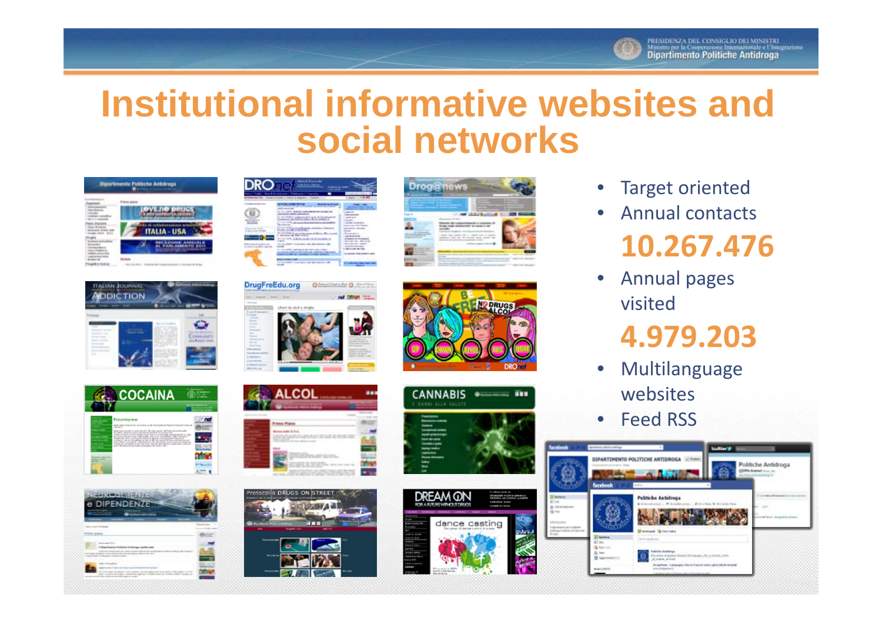# Institutional informative websites and social networks

- Target oriented
- Annual contacts

**10.267.476**

- Annual pages visited

**4.979.203**

- Multilanguage websites
- Feed RSS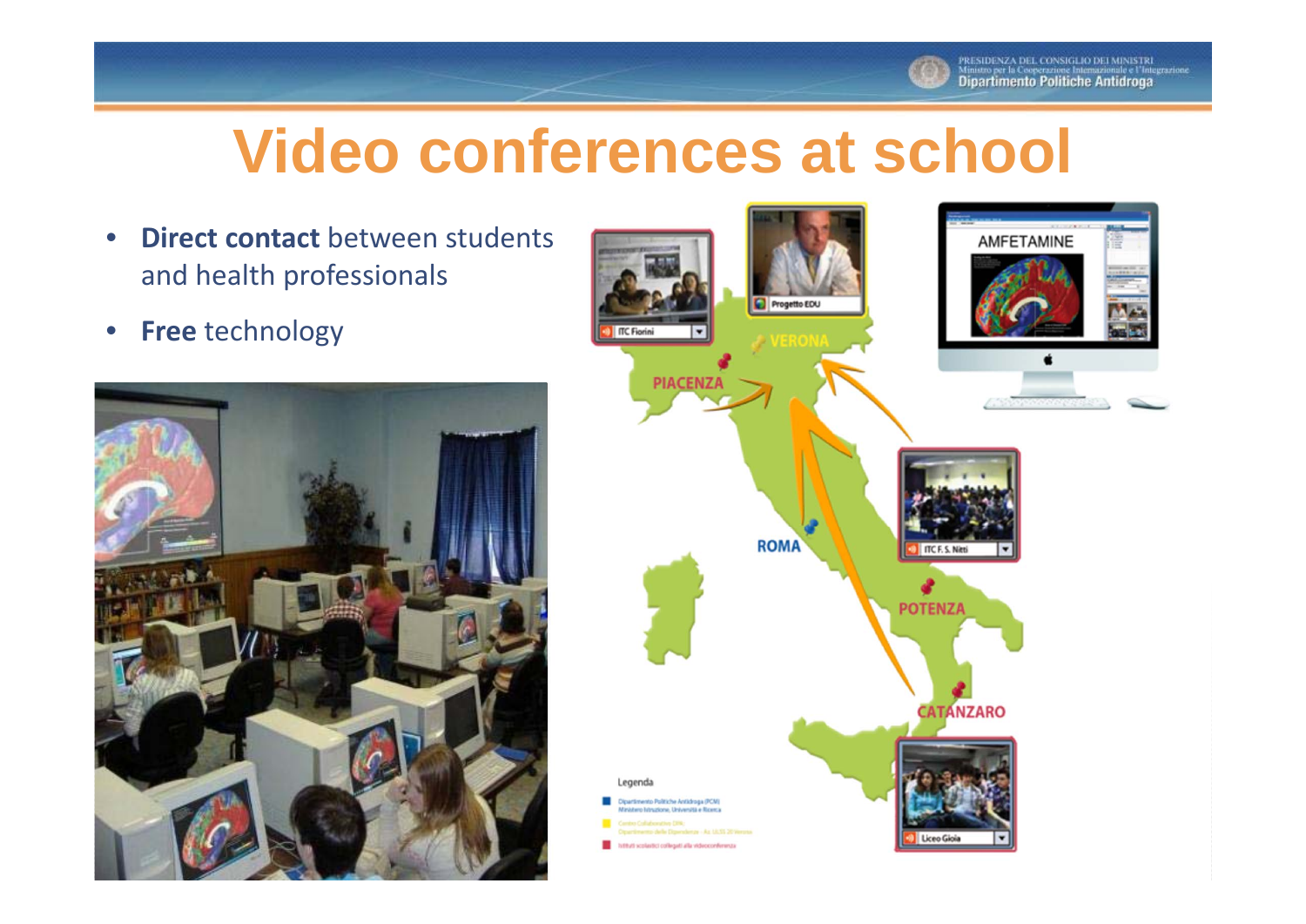# Video conferences at school

- **Direct contact** between students and health professionals
- **Free** technology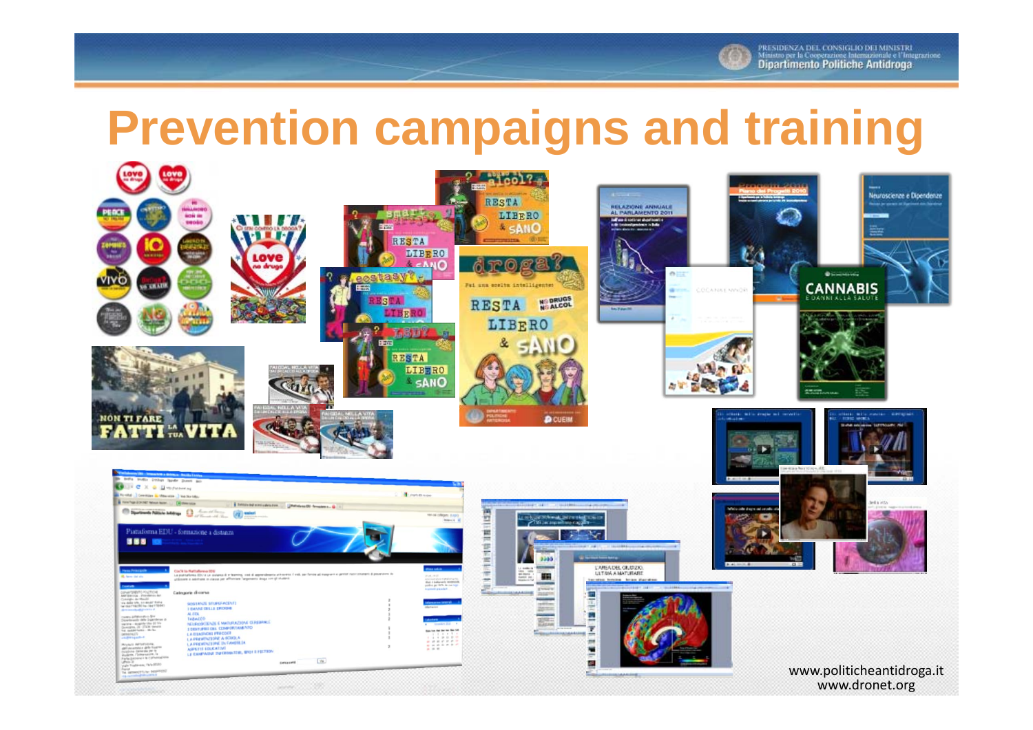# Prevention campaigns and training

www.politicheantidroga.it
www.dronet.org